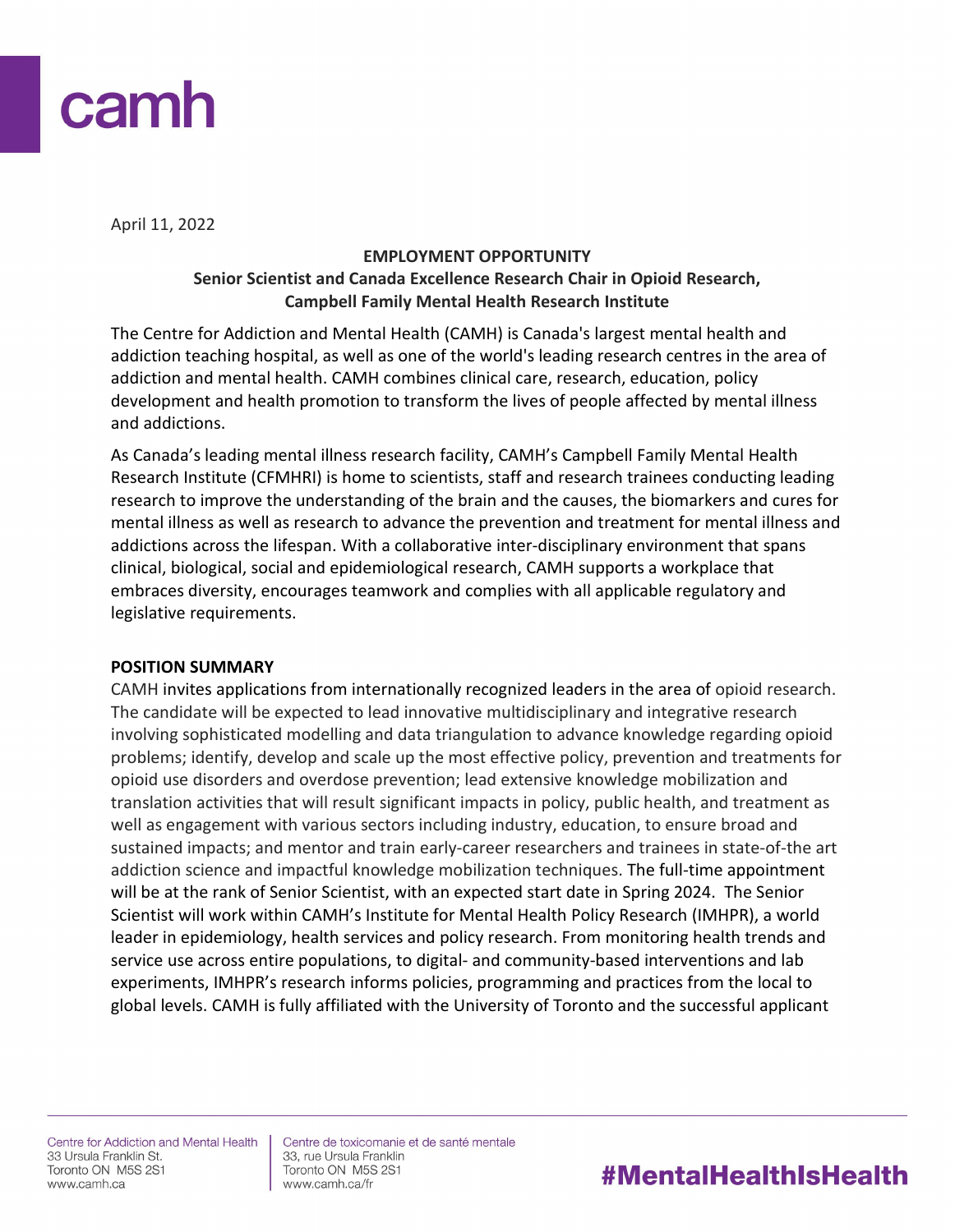camh

April 11, 2022

**EMPLOYMENT OPPORTUNITY**
**Senior Scientist and Canada Excellence Research Chair in Opioid Research, Campbell Family Mental Health Research Institute**

The Centre for Addiction and Mental Health (CAMH) is Canada's largest mental health and addiction teaching hospital, as well as one of the world's leading research centres in the area of addiction and mental health. CAMH combines clinical care, research, education, policy development and health promotion to transform the lives of people affected by mental illness and addictions.

As Canada's leading mental illness research facility, CAMH's Campbell Family Mental Health Research Institute (CFMHRI) is home to scientists, staff and research trainees conducting leading research to improve the understanding of the brain and the causes, the biomarkers and cures for mental illness as well as research to advance the prevention and treatment for mental illness and addictions across the lifespan. With a collaborative inter-disciplinary environment that spans clinical, biological, social and epidemiological research, CAMH supports a workplace that embraces diversity, encourages teamwork and complies with all applicable regulatory and legislative requirements.

**POSITION SUMMARY**

CAMH invites applications from internationally recognized leaders in the area of opioid research. The candidate will be expected to lead innovative multidisciplinary and integrative research involving sophisticated modelling and data triangulation to advance knowledge regarding opioid problems; identify, develop and scale up the most effective policy, prevention and treatments for opioid use disorders and overdose prevention; lead extensive knowledge mobilization and translation activities that will result significant impacts in policy, public health, and treatment as well as engagement with various sectors including industry, education, to ensure broad and sustained impacts; and mentor and train early-career researchers and trainees in state-of-the art addiction science and impactful knowledge mobilization techniques. The full-time appointment will be at the rank of Senior Scientist, with an expected start date in Spring 2024. The Senior Scientist will work within CAMH's Institute for Mental Health Policy Research (IMHPR), a world leader in epidemiology, health services and policy research. From monitoring health trends and service use across entire populations, to digital- and community-based interventions and lab experiments, IMHPR's research informs policies, programming and practices from the local to global levels. CAMH is fully affiliated with the University of Toronto and the successful applicant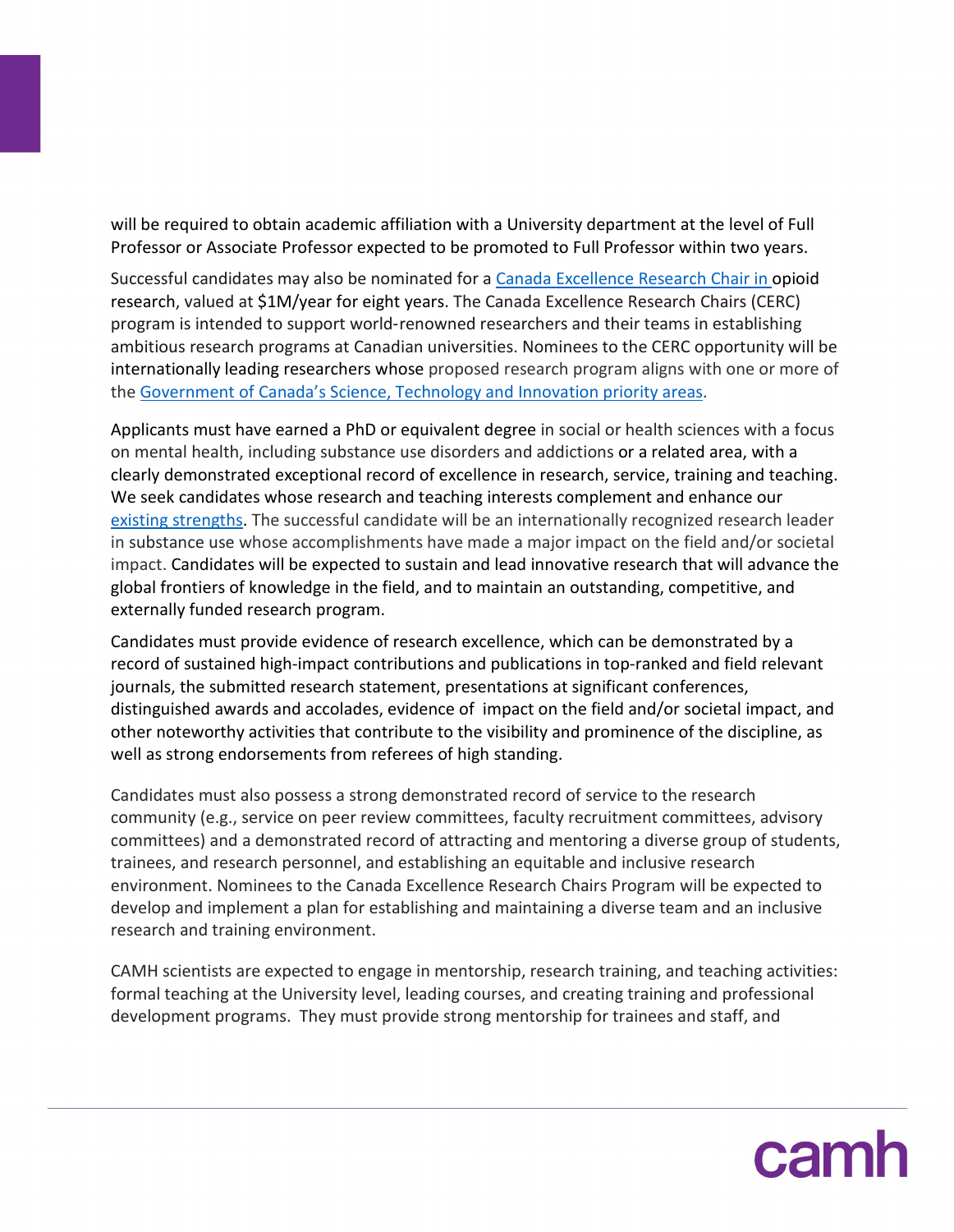will be required to obtain academic affiliation with a University department at the level of Full Professor or Associate Professor expected to be promoted to Full Professor within two years.

Successful candidates may also be nominated for a [Canada Excellence Research Chair in ]opioid research, valued at $1M/year for eight years. The Canada Excellence Research Chairs (CERC) program is intended to support world-renowned researchers and their teams in establishing ambitious research programs at Canadian universities. Nominees to the CERC opportunity will be internationally leading researchers whose proposed research program aligns with one or more of the [Government of Canada's Science, Technology and Innovation priority areas].

Applicants must have earned a PhD or equivalent degree in social or health sciences with a focus on mental health, including substance use disorders and addictions or a related area, with a clearly demonstrated exceptional record of excellence in research, service, training and teaching. We seek candidates whose research and teaching interests complement and enhance our [existing strengths]. The successful candidate will be an internationally recognized research leader in substance use whose accomplishments have made a major impact on the field and/or societal impact. Candidates will be expected to sustain and lead innovative research that will advance the global frontiers of knowledge in the field, and to maintain an outstanding, competitive, and externally funded research program.

Candidates must provide evidence of research excellence, which can be demonstrated by a record of sustained high-impact contributions and publications in top-ranked and field relevant journals, the submitted research statement, presentations at significant conferences, distinguished awards and accolades, evidence of impact on the field and/or societal impact, and other noteworthy activities that contribute to the visibility and prominence of the discipline, as well as strong endorsements from referees of high standing.

Candidates must also possess a strong demonstrated record of service to the research community (e.g., service on peer review committees, faculty recruitment committees, advisory committees) and a demonstrated record of attracting and mentoring a diverse group of students, trainees, and research personnel, and establishing an equitable and inclusive research environment. Nominees to the Canada Excellence Research Chairs Program will be expected to develop and implement a plan for establishing and maintaining a diverse team and an inclusive research and training environment.

CAMH scientists are expected to engage in mentorship, research training, and teaching activities: formal teaching at the University level, leading courses, and creating training and professional development programs. They must provide strong mentorship for trainees and staff, and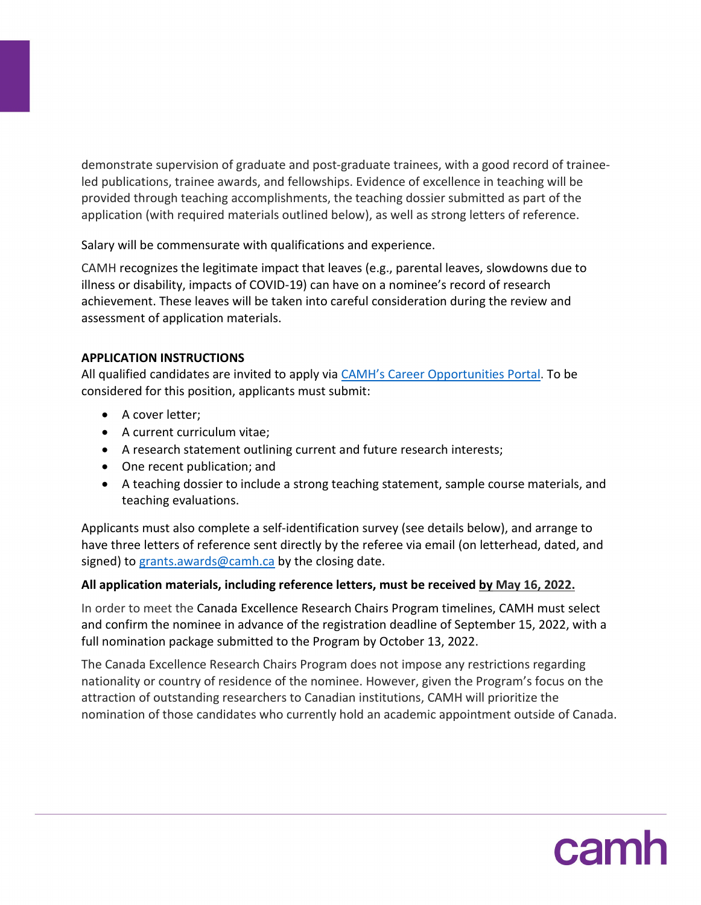demonstrate supervision of graduate and post-graduate trainees, with a good record of trainee-led publications, trainee awards, and fellowships. Evidence of excellence in teaching will be provided through teaching accomplishments, the teaching dossier submitted as part of the application (with required materials outlined below), as well as strong letters of reference.

Salary will be commensurate with qualifications and experience.

CAMH recognizes the legitimate impact that leaves (e.g., parental leaves, slowdowns due to illness or disability, impacts of COVID-19) can have on a nominee's record of research achievement. These leaves will be taken into careful consideration during the review and assessment of application materials.

**APPLICATION INSTRUCTIONS**

All qualified candidates are invited to apply via [CAMH's Career Opportunities Portal](). To be considered for this position, applicants must submit:

- A cover letter;
- A current curriculum vitae;
- A research statement outlining current and future research interests;
- One recent publication; and
- A teaching dossier to include a strong teaching statement, sample course materials, and teaching evaluations.

Applicants must also complete a self-identification survey (see details below), and arrange to have three letters of reference sent directly by the referee via email (on letterhead, dated, and signed) to [grants.awards@camh.ca](mailto:grants.awards@camh.ca) by the closing date.

**All application materials, including reference letters, must be received by May 16, 2022.**

In order to meet the Canada Excellence Research Chairs Program timelines, CAMH must select and confirm the nominee in advance of the registration deadline of September 15, 2022, with a full nomination package submitted to the Program by October 13, 2022.

The Canada Excellence Research Chairs Program does not impose any restrictions regarding nationality or country of residence of the nominee. However, given the Program's focus on the attraction of outstanding researchers to Canadian institutions, CAMH will prioritize the nomination of those candidates who currently hold an academic appointment outside of Canada.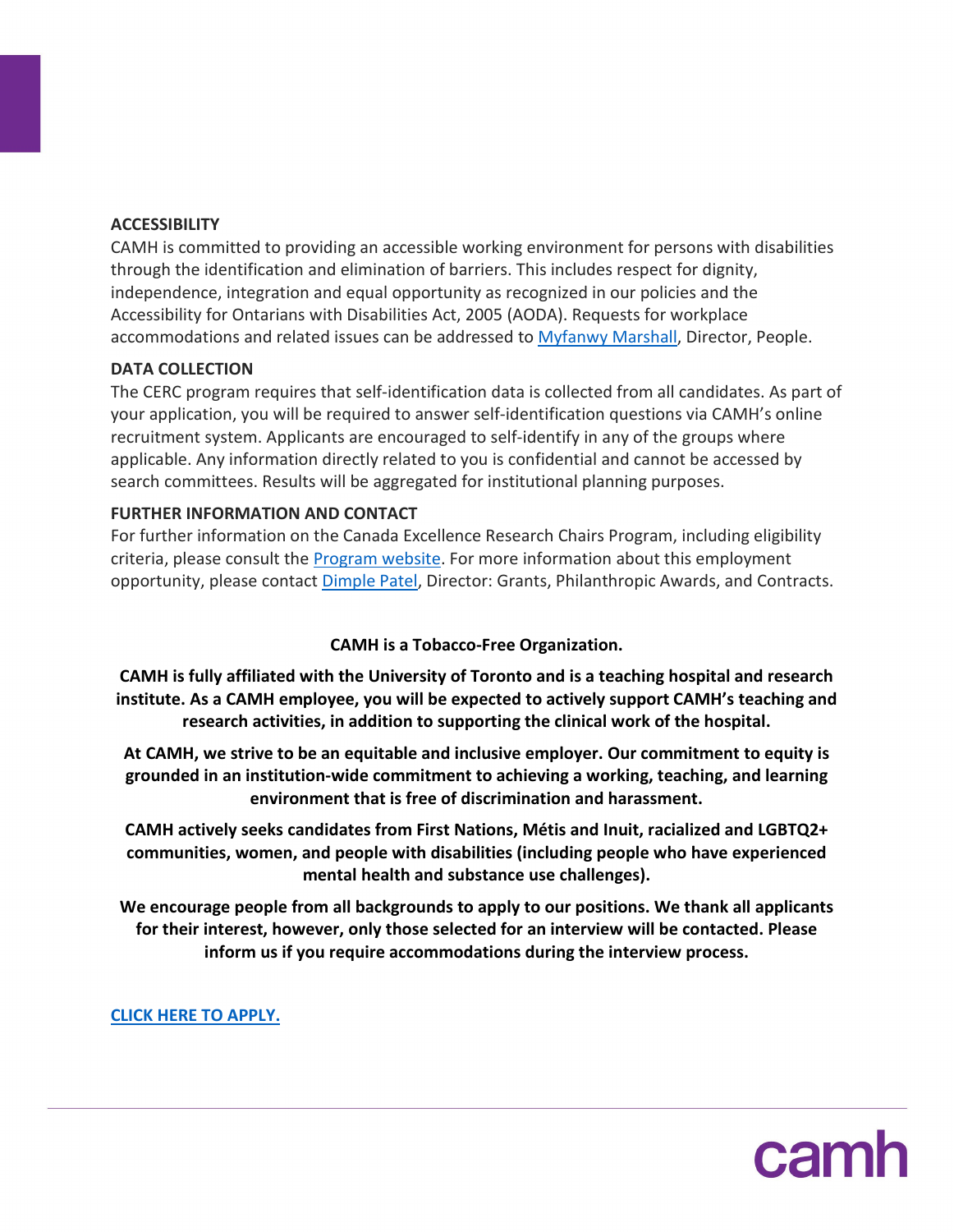**ACCESSIBILITY**

CAMH is committed to providing an accessible working environment for persons with disabilities through the identification and elimination of barriers. This includes respect for dignity, independence, integration and equal opportunity as recognized in our policies and the Accessibility for Ontarians with Disabilities Act, 2005 (AODA). Requests for workplace accommodations and related issues can be addressed to Myfanwy Marshall, Director, People.

**DATA COLLECTION**

The CERC program requires that self-identification data is collected from all candidates. As part of your application, you will be required to answer self-identification questions via CAMH's online recruitment system. Applicants are encouraged to self-identify in any of the groups where applicable. Any information directly related to you is confidential and cannot be accessed by search committees. Results will be aggregated for institutional planning purposes.

**FURTHER INFORMATION AND CONTACT**

For further information on the Canada Excellence Research Chairs Program, including eligibility criteria, please consult the Program website. For more information about this employment opportunity, please contact Dimple Patel, Director: Grants, Philanthropic Awards, and Contracts.

**CAMH is a Tobacco-Free Organization.**

**CAMH is fully affiliated with the University of Toronto and is a teaching hospital and research institute. As a CAMH employee, you will be expected to actively support CAMH's teaching and research activities, in addition to supporting the clinical work of the hospital.**

**At CAMH, we strive to be an equitable and inclusive employer. Our commitment to equity is grounded in an institution-wide commitment to achieving a working, teaching, and learning environment that is free of discrimination and harassment.**

**CAMH actively seeks candidates from First Nations, Métis and Inuit, racialized and LGBTQ2+ communities, women, and people with disabilities (including people who have experienced mental health and substance use challenges).**

**We encourage people from all backgrounds to apply to our positions. We thank all applicants for their interest, however, only those selected for an interview will be contacted. Please inform us if you require accommodations during the interview process.**

**CLICK HERE TO APPLY.**